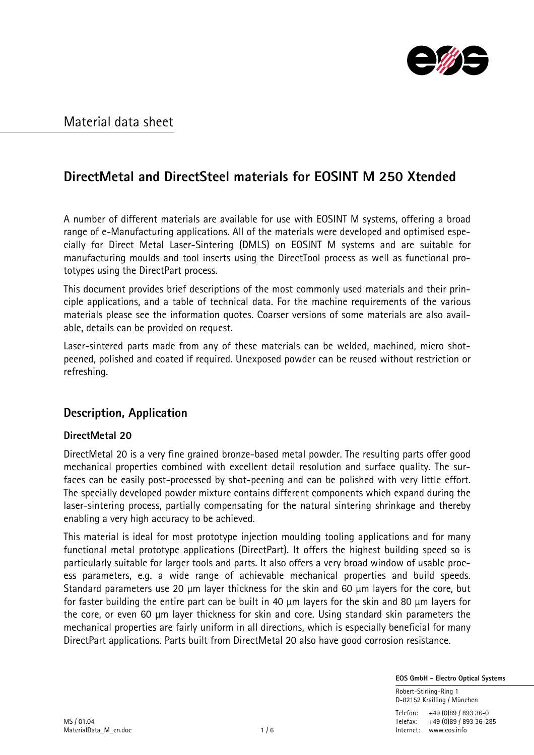Material data sheet

# DirectMetal and DirectSteel materials for EOSINT M 250 Xtended

A number of different materials are available for use with EOSINT M systems, offering a broad range of e-Manufacturing applications. All of the materials were developed and optimised especially for Direct Metal Laser-Sintering (DMLS) on EOSINT M systems and are suitable for manufacturing moulds and tool inserts using the DirectTool process as well as functional prototypes using the DirectPart process.

This document provides brief descriptions of the most commonly used materials and their principle applications, and a table of technical data. For the machine requirements of the various materials please see the information quotes. Coarser versions of some materials are also available, details can be provided on request.

Laser-sintered parts made from any of these materials can be welded, machined, micro shot-peened, polished and coated if required. Unexposed powder can be reused without restriction or refreshing.

## Description, Application

### DirectMetal 20

DirectMetal 20 is a very fine grained bronze-based metal powder. The resulting parts offer good mechanical properties combined with excellent detail resolution and surface quality. The surfaces can be easily post-processed by shot-peening and can be polished with very little effort. The specially developed powder mixture contains different components which expand during the laser-sintering process, partially compensating for the natural sintering shrinkage and thereby enabling a very high accuracy to be achieved.

This material is ideal for most prototype injection moulding tooling applications and for many functional metal prototype applications (DirectPart). It offers the highest building speed so is particularly suitable for larger tools and parts. It also offers a very broad window of usable process parameters, e.g. a wide range of achievable mechanical properties and build speeds. Standard parameters use 20 µm layer thickness for the skin and 60 µm layers for the core, but for faster building the entire part can be built in 40 µm layers for the skin and 80 µm layers for the core, or even 60 µm layer thickness for skin and core. Using standard skin parameters the mechanical properties are fairly uniform in all directions, which is especially beneficial for many DirectPart applications. Parts built from DirectMetal 20 also have good corrosion resistance.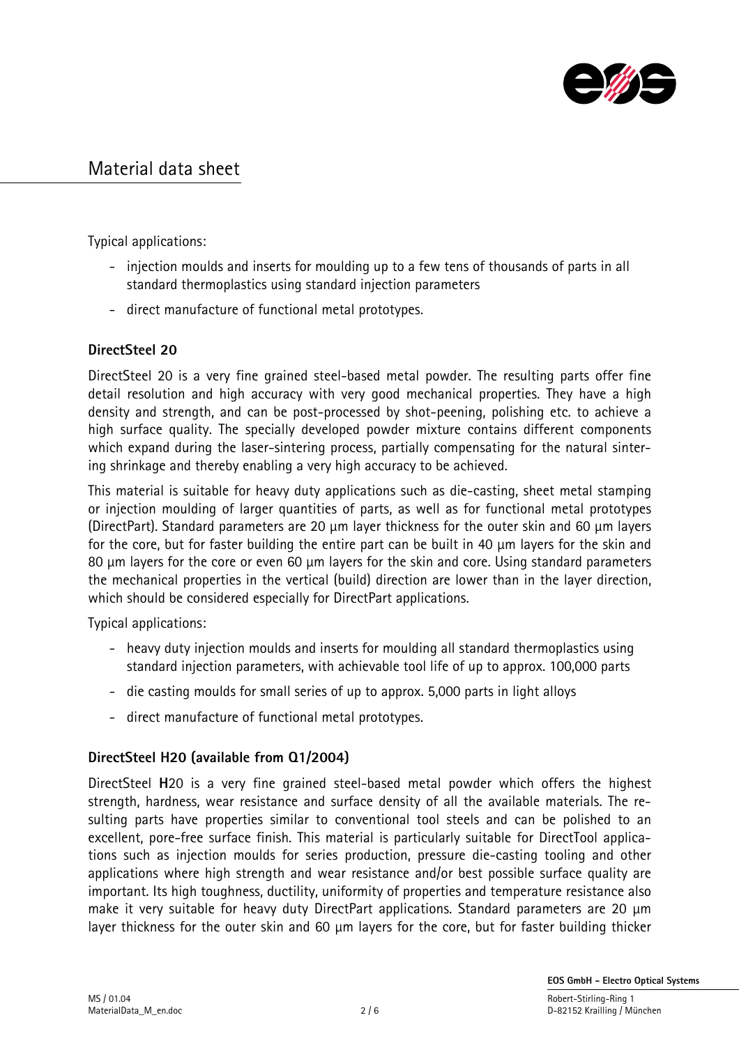# Material data sheet

Typical applications:

- injection moulds and inserts for moulding up to a few tens of thousands of parts in all standard thermoplastics using standard injection parameters
- direct manufacture of functional metal prototypes.

### DirectSteel 20

DirectSteel 20 is a very fine grained steel-based metal powder. The resulting parts offer fine detail resolution and high accuracy with very good mechanical properties. They have a high density and strength, and can be post-processed by shot-peening, polishing etc. to achieve a high surface quality. The specially developed powder mixture contains different components which expand during the laser-sintering process, partially compensating for the natural sintering shrinkage and thereby enabling a very high accuracy to be achieved.

This material is suitable for heavy duty applications such as die-casting, sheet metal stamping or injection moulding of larger quantities of parts, as well as for functional metal prototypes (DirectPart). Standard parameters are 20 µm layer thickness for the outer skin and 60 µm layers for the core, but for faster building the entire part can be built in 40 µm layers for the skin and 80 µm layers for the core or even 60 µm layers for the skin and core. Using standard parameters the mechanical properties in the vertical (build) direction are lower than in the layer direction, which should be considered especially for DirectPart applications.

Typical applications:

- heavy duty injection moulds and inserts for moulding all standard thermoplastics using standard injection parameters, with achievable tool life of up to approx. 100,000 parts
- die casting moulds for small series of up to approx. 5,000 parts in light alloys
- direct manufacture of functional metal prototypes.

### DirectSteel H20 (available from Q1/2004)

DirectSteel **H**20 is a very fine grained steel-based metal powder which offers the highest strength, hardness, wear resistance and surface density of all the available materials. The resulting parts have properties similar to conventional tool steels and can be polished to an excellent, pore-free surface finish. This material is particularly suitable for DirectTool applications such as injection moulds for series production, pressure die-casting tooling and other applications where high strength and wear resistance and/or best possible surface quality are important. Its high toughness, ductility, uniformity of properties and temperature resistance also make it very suitable for heavy duty DirectPart applications. Standard parameters are 20 µm layer thickness for the outer skin and 60 µm layers for the core, but for faster building thicker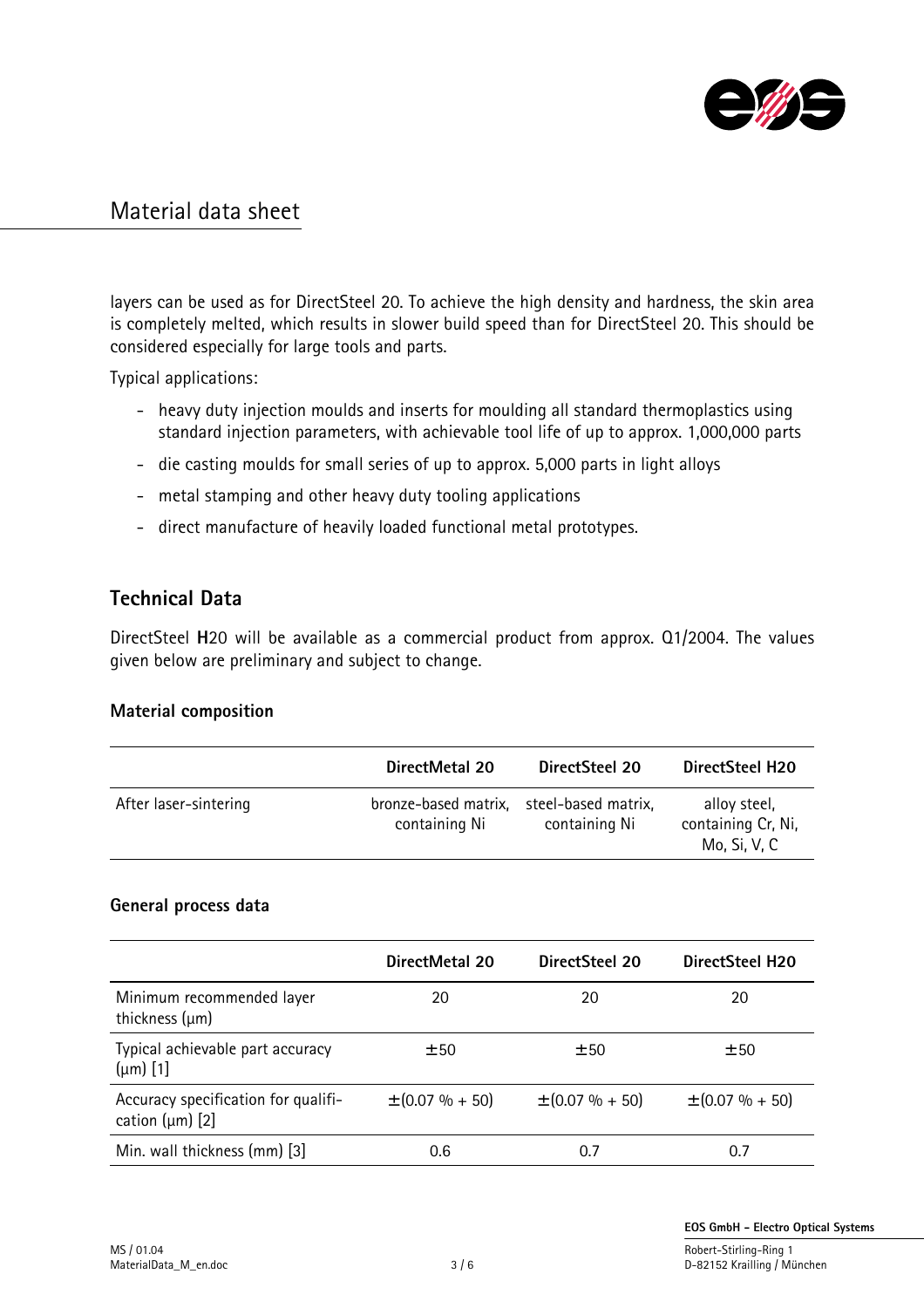layers can be used as for DirectSteel 20. To achieve the high density and hardness, the skin area is completely melted, which results in slower build speed than for DirectSteel 20. This should be considered especially for large tools and parts.

Typical applications:

- heavy duty injection moulds and inserts for moulding all standard thermoplastics using standard injection parameters, with achievable tool life of up to approx. 1,000,000 parts
- die casting moulds for small series of up to approx. 5,000 parts in light alloys
- metal stamping and other heavy duty tooling applications
- direct manufacture of heavily loaded functional metal prototypes.

## Technical Data

DirectSteel **H**20 will be available as a commercial product from approx. Q1/2004. The values given below are preliminary and subject to change.

### Material composition

| | DirectMetal 20 | DirectSteel 20 | DirectSteel H20 |
|---|---|---|---|
| After laser-sintering | bronze-based matrix, containing Ni | steel-based matrix, containing Ni | alloy steel, containing Cr, Ni, Mo, Si, V, C |

### General process data

| | DirectMetal 20 | DirectSteel 20 | DirectSteel H20 |
|---|---|---|---|
| Minimum recommended layer thickness (µm) | 20 | 20 | 20 |
| Typical achievable part accuracy (µm) [1] | ±50 | ±50 | ±50 |
| Accuracy specification for qualification (µm) [2] | ±(0.07 % + 50) | ±(0.07 % + 50) | ±(0.07 % + 50) |
| Min. wall thickness (mm) [3] | 0.6 | 0.7 | 0.7 |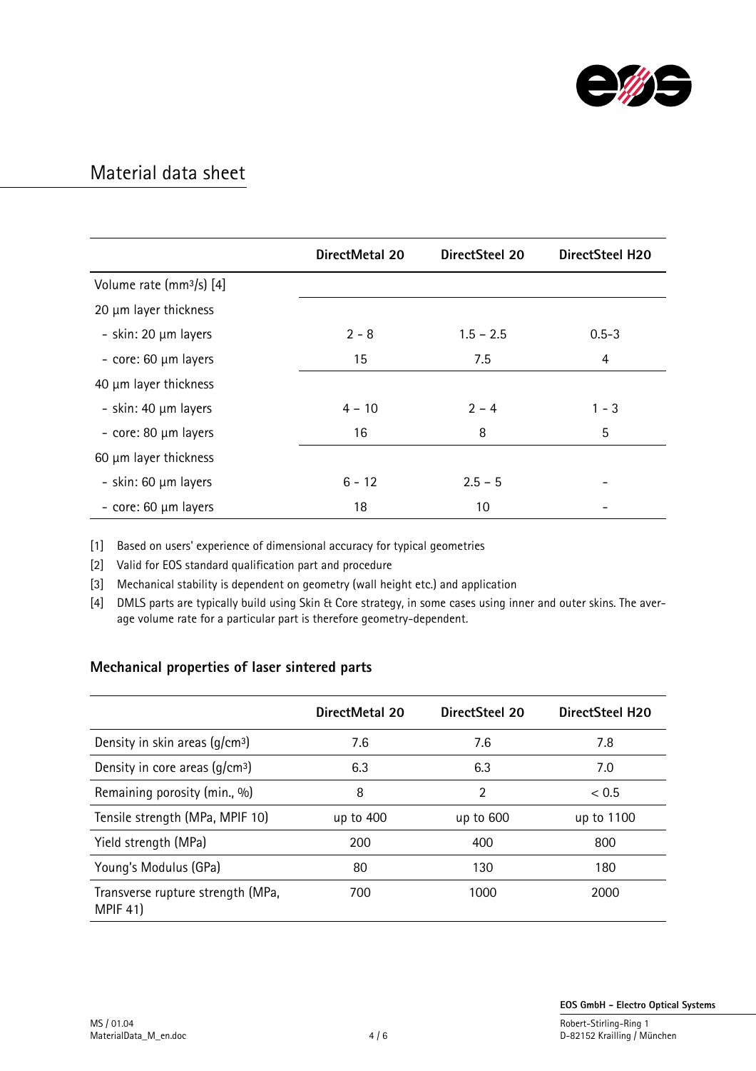## Material data sheet

| | DirectMetal 20 | DirectSteel 20 | DirectSteel H20 |
|---|---|---|---|
| Volume rate (mm³/s) [4] | | | |
| 20 µm layer thickness | | | |
| - skin: 20 µm layers | 2 - 8 | 1.5 – 2.5 | 0.5-3 |
| - core: 60 µm layers | 15 | 7.5 | 4 |
| 40 µm layer thickness | | | |
| - skin: 40 µm layers | 4 – 10 | 2 – 4 | 1 - 3 |
| - core: 80 µm layers | 16 | 8 | 5 |
| 60 µm layer thickness | | | |
| - skin: 60 µm layers | 6 - 12 | 2.5 – 5 | - |
| - core: 60 µm layers | 18 | 10 | - |

[1] Based on users' experience of dimensional accuracy for typical geometries

[2] Valid for EOS standard qualification part and procedure

[3] Mechanical stability is dependent on geometry (wall height etc.) and application

[4] DMLS parts are typically build using Skin & Core strategy, in some cases using inner and outer skins. The average volume rate for a particular part is therefore geometry-dependent.

### Mechanical properties of laser sintered parts

| | DirectMetal 20 | DirectSteel 20 | DirectSteel H20 |
|---|---|---|---|
| Density in skin areas (g/cm³) | 7.6 | 7.6 | 7.8 |
| Density in core areas (g/cm³) | 6.3 | 6.3 | 7.0 |
| Remaining porosity (min., %) | 8 | 2 | < 0.5 |
| Tensile strength (MPa, MPIF 10) | up to 400 | up to 600 | up to 1100 |
| Yield strength (MPa) | 200 | 400 | 800 |
| Young's Modulus (GPa) | 80 | 130 | 180 |
| Transverse rupture strength (MPa, MPIF 41) | 700 | 1000 | 2000 |

MS / 01.04
MaterialData_M_en.doc

**EOS GmbH - Electro Optical Systems**
Robert-Stirling-Ring 1
D-82152 Krailling / München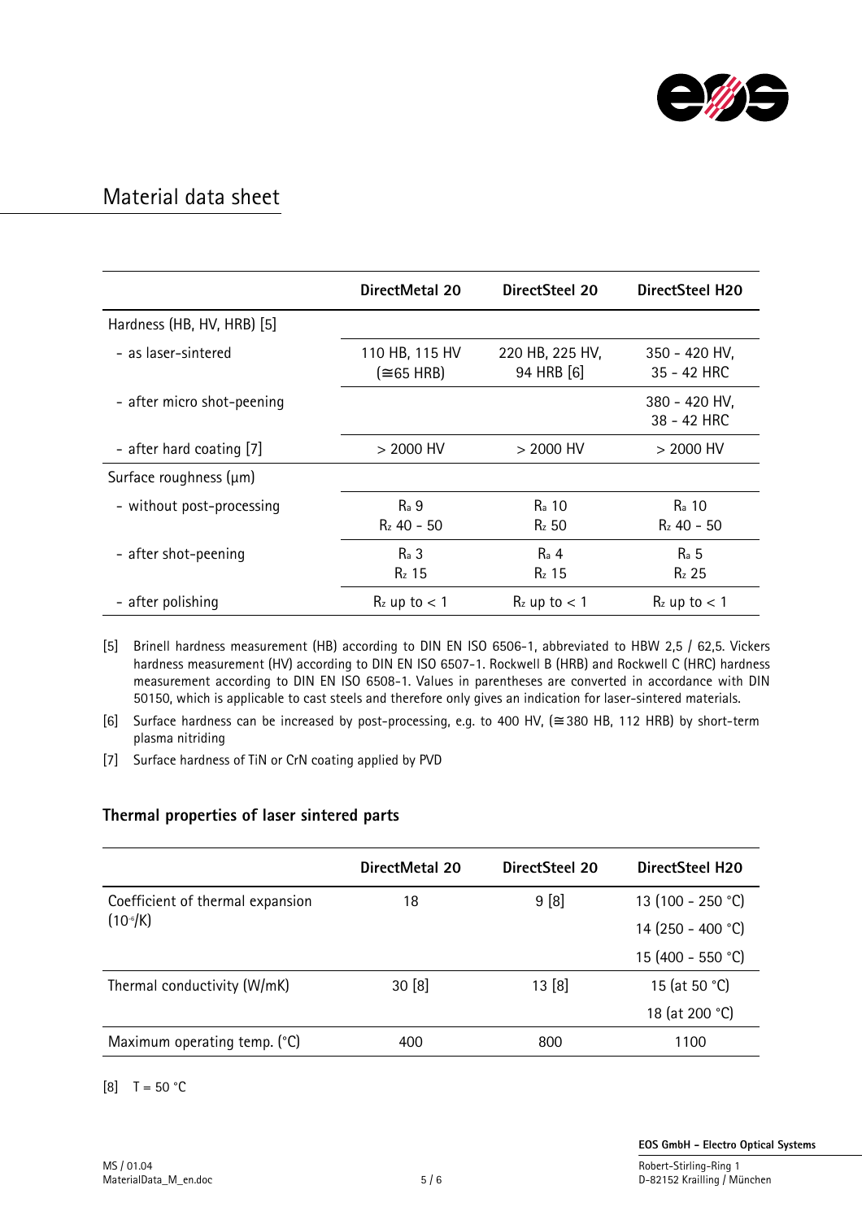## Material data sheet

| | DirectMetal 20 | DirectSteel 20 | DirectSteel H20 |
|---|---|---|---|
| Hardness (HB, HV, HRB) [5] | | | |
| - as laser-sintered | 110 HB, 115 HV (≅65 HRB) | 220 HB, 225 HV, 94 HRB [6] | 350 - 420 HV, 35 - 42 HRC |
| - after micro shot-peening | | | 380 - 420 HV, 38 - 42 HRC |
| - after hard coating [7] | > 2000 HV | > 2000 HV | > 2000 HV |
| Surface roughness (µm) | | | |
| - without post-processing | $R_a$ 9<br>$R_z$ 40 - 50 | $R_a$ 10<br>$R_z$ 50 | $R_a$ 10<br>$R_z$ 40 - 50 |
| - after shot-peening | $R_a$ 3<br>$R_z$ 15 | $R_a$ 4<br>$R_z$ 15 | $R_a$ 5<br>$R_z$ 25 |
| - after polishing | $R_z$ up to < 1 | $R_z$ up to < 1 | $R_z$ up to < 1 |

[5] Brinell hardness measurement (HB) according to DIN EN ISO 6506-1, abbreviated to HBW 2,5 / 62,5. Vickers hardness measurement (HV) according to DIN EN ISO 6507-1. Rockwell B (HRB) and Rockwell C (HRC) hardness measurement according to DIN EN ISO 6508-1. Values in parentheses are converted in accordance with DIN 50150, which is applicable to cast steels and therefore only gives an indication for laser-sintered materials.

[6] Surface hardness can be increased by post-processing, e.g. to 400 HV, (≅380 HB, 112 HRB) by short-term plasma nitriding

[7] Surface hardness of TiN or CrN coating applied by PVD

### Thermal properties of laser sintered parts

| | DirectMetal 20 | DirectSteel 20 | DirectSteel H20 |
|---|---|---|---|
| Coefficient of thermal expansion ($10^{-6}$/K) | 18 | 9 [8] | 13 (100 - 250 °C)<br>14 (250 - 400 °C)<br>15 (400 - 550 °C) |
| Thermal conductivity (W/mK) | 30 [8] | 13 [8] | 15 (at 50 °C)<br>18 (at 200 °C) |
| Maximum operating temp. (°C) | 400 | 800 | 1100 |

[8] T = 50 °C

**EOS GmbH - Electro Optical Systems**
Robert-Stirling-Ring 1
D-82152 Krailling / München

MS / 01.04
MaterialData_M_en.doc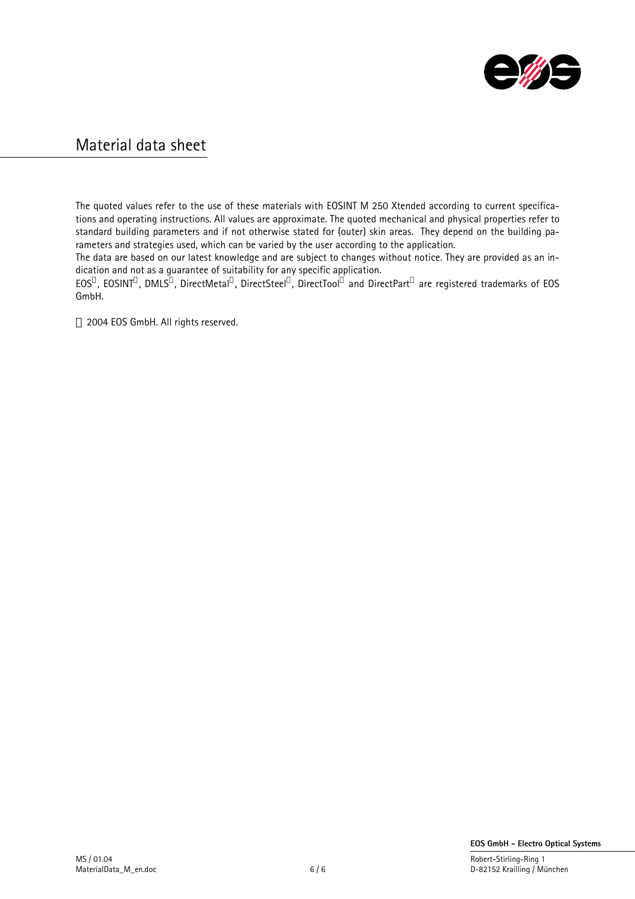# Material data sheet

The quoted values refer to the use of these materials with EOSINT M 250 Xtended according to current specifications and operating instructions. All values are approximate. The quoted mechanical and physical properties refer to standard building parameters and if not otherwise stated for (outer) skin areas. They depend on the building parameters and strategies used, which can be varied by the user according to the application.

The data are based on our latest knowledge and are subject to changes without notice. They are provided as an indication and not as a guarantee of suitability for any specific application.

EOS, EOSINT, DMLS, DirectMetal, DirectSteel, DirectTool and DirectPart are registered trademarks of EOS GmbH.

2004 EOS GmbH. All rights reserved.